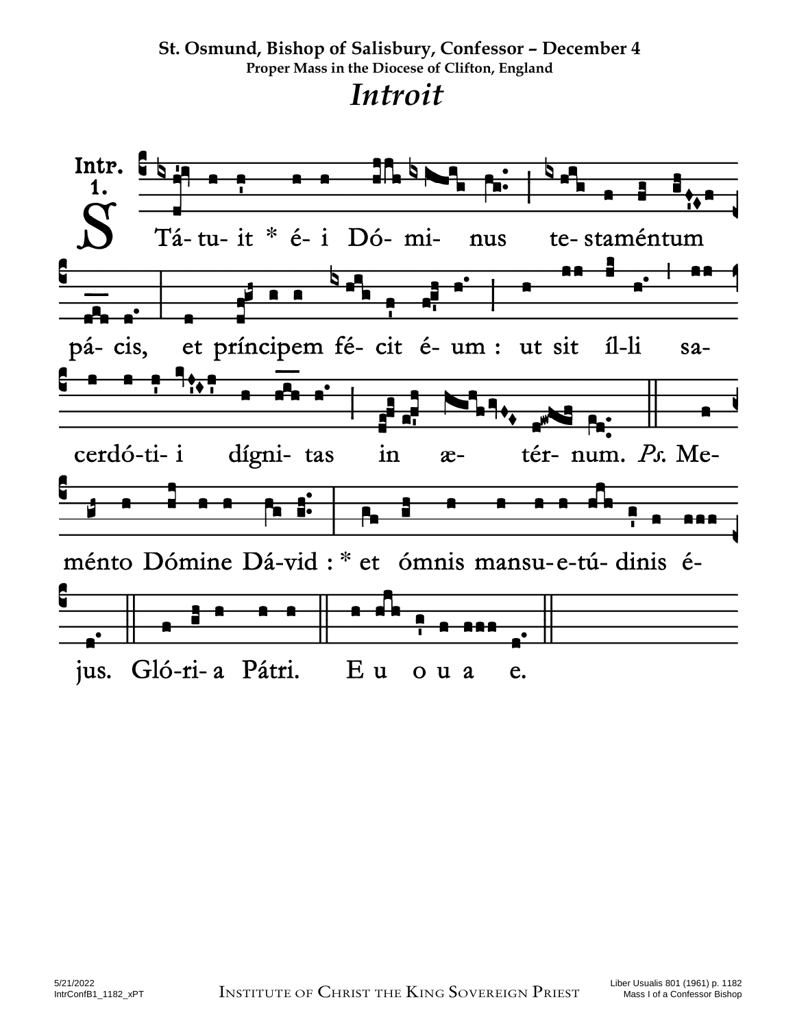**St. Osmund, Bishop of Salisbury, Confessor – December 4**

**Proper Mass in the Diocese of Clifton, England**

# *Introit*

**Intr. 1.**

STá-tu-it * é-i Dó-mi-nus te-staméntum pá-cis, et príncipem fé-cit é-um : ut sit íl-li sa-cerdó-ti-i dígni-tas in æ-tér-num. *Ps.* Me-ménto Dómine Dá-vid : * et ómnis mansu-e-tú-dinis é-jus. Gló-ri-a Pátri. E u o u a e.

5/21/2022
IntrConfB1_1182_xPT

Institute of Christ the King Sovereign Priest

Liber Usualis 801 (1961) p. 1182
Mass I of a Confessor Bishop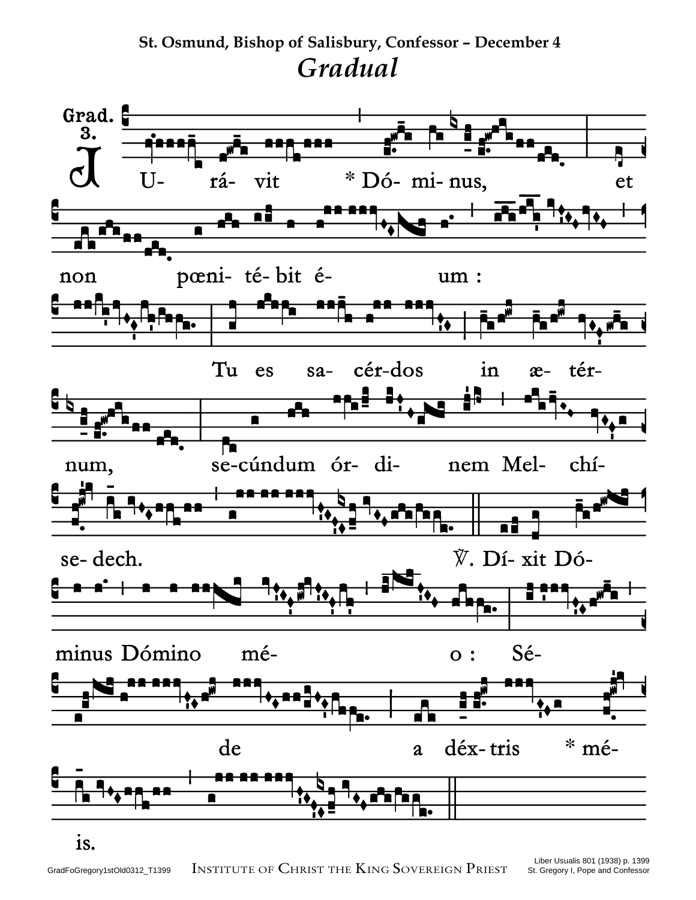**St. Osmund, Bishop of Salisbury, Confessor – December 4**

# *Gradual*

Grad. 3.

J U- rá- vit * Dó- mi- nus, et non pœni- té- bit é- um : Tu es sa- cér-dos in æ- tér- num, se-cúndum ór- di- nem Mel- chí- se- dech. ℣. Dí- xit Dó- minus Dómino mé- o : Sé- de a déx- tris * mé- is.

GradFoGregory1stOld0312_T1399 INSTITUTE OF CHRIST THE KING SOVEREIGN PRIEST Liber Usualis 801 (1938) p. 1399 St. Gregory I, Pope and Confessor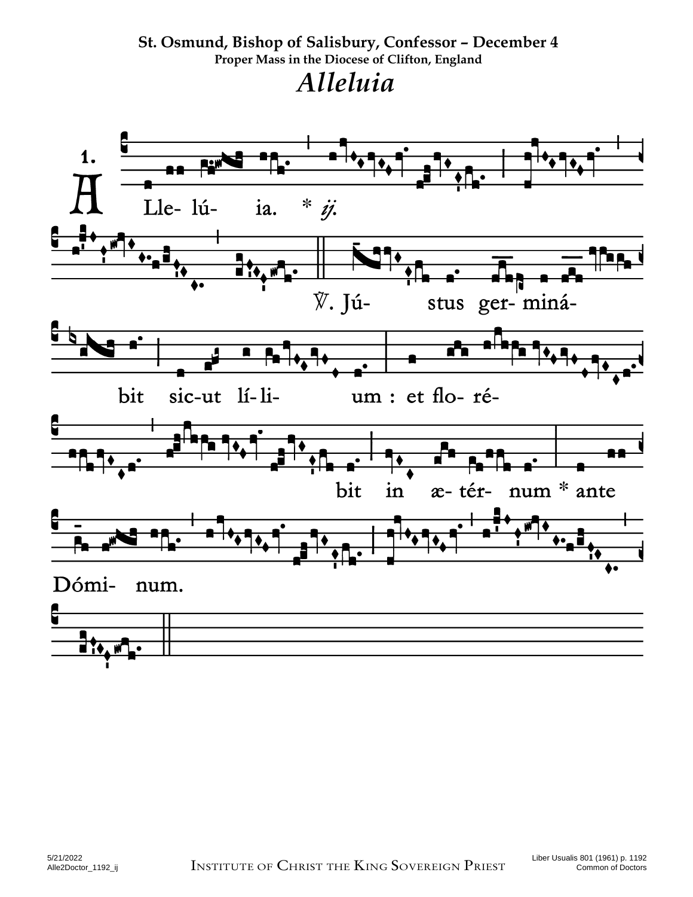**St. Osmund, Bishop of Salisbury, Confessor – December 4**

**Proper Mass in the Diocese of Clifton, England**

# *Alleluia*

1.

A Lle- lú- ia. * *ij.*

℣. Jú- stus ger- miná- bit sic-ut lí- li- um : et flo- ré- bit in æ- tér- num * ante Dómi- num.

Liber Usualis 801 (1961) p. 1192
Common of Doctors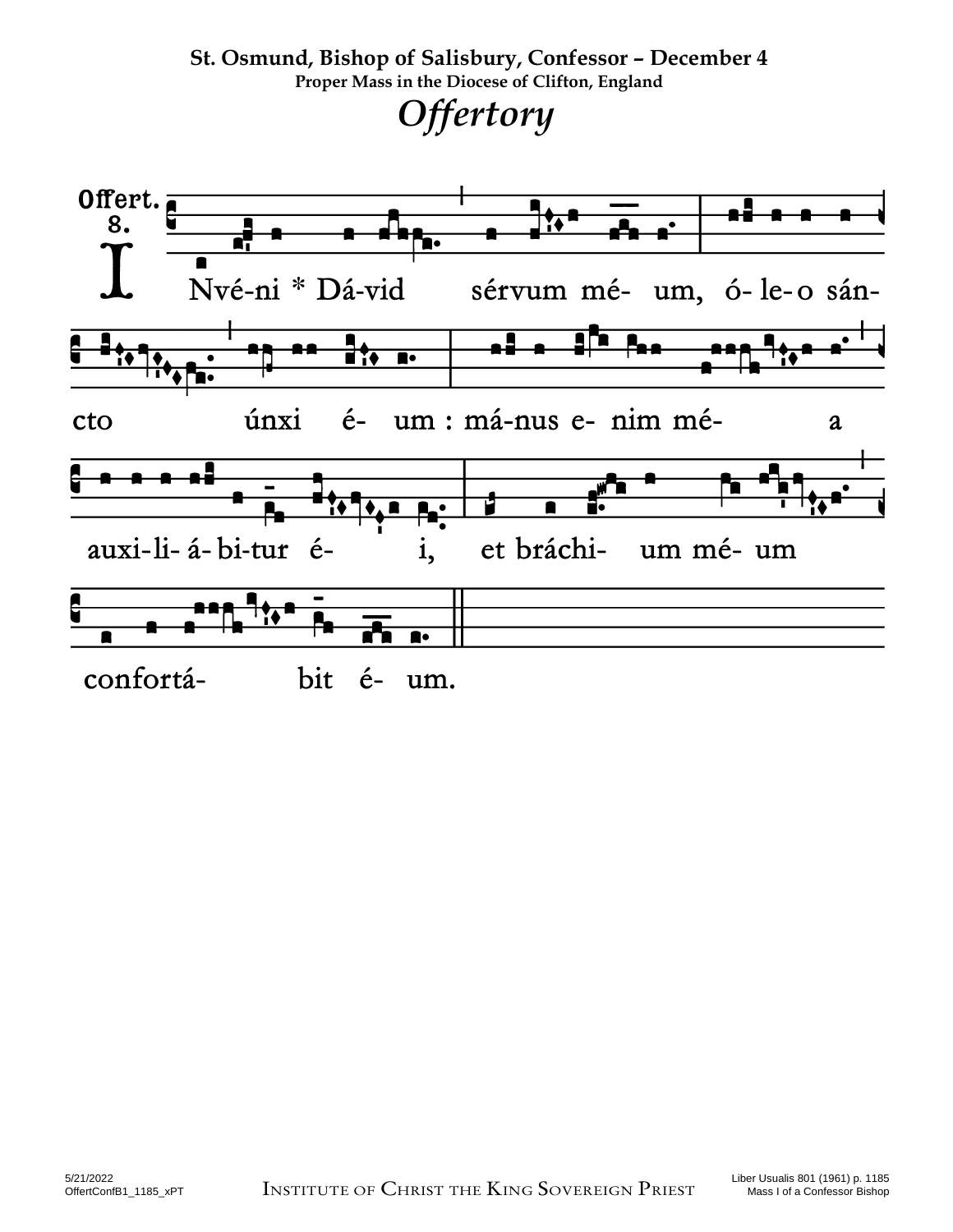**St. Osmund, Bishop of Salisbury, Confessor – December 4**

**Proper Mass in the Diocese of Clifton, England**

# *Offertory*

Offert. 8.

Nvé-ni * Dá-vid sérvum mé- um, ó- le- o sán-

cto únxi é- um : má-nus e- nim mé- a

auxi-li- á- bi-tur é- i, et bráchi- um mé- um

confortá- bit é- um.

5/21/2022
OffertConfB1_1185_xPT

Institute of Christ the King Sovereign Priest

Liber Usualis 801 (1961) p. 1185
Mass I of a Confessor Bishop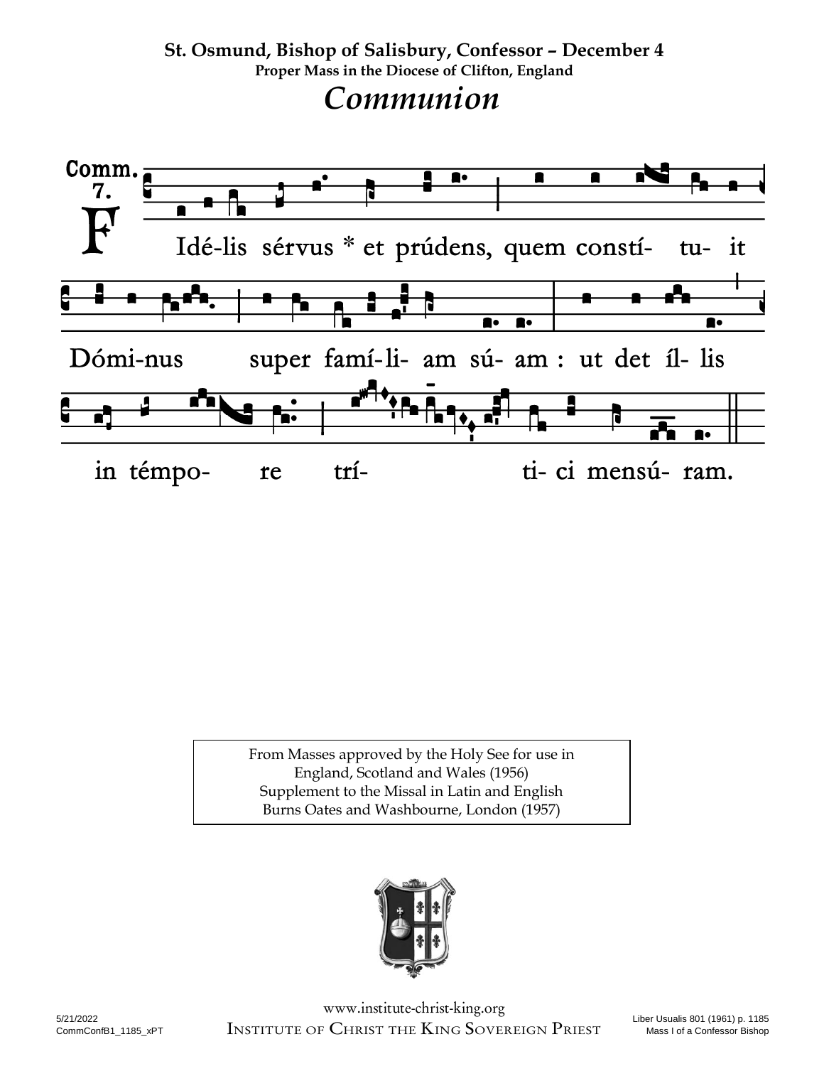**St. Osmund, Bishop of Salisbury, Confessor – December 4**

**Proper Mass in the Diocese of Clifton, England**

# *Communion*

Comm. 7.

FIdé-lis sérvus * et prúdens, quem constí- tu- it Dómi-nus super famí-li- am sú- am : ut det íl- lis in témpo- re trí- ti- ci mensú- ram.

From Masses approved by the Holy See for use in England, Scotland and Wales (1956)
Supplement to the Missal in Latin and English
Burns Oates and Washbourne, London (1957)

www.institute-christ-king.org
INSTITUTE OF CHRIST THE KING SOVEREIGN PRIEST

5/21/2022
CommConfB1_1185_xPT

Liber Usualis 801 (1961) p. 1185
Mass I of a Confessor Bishop